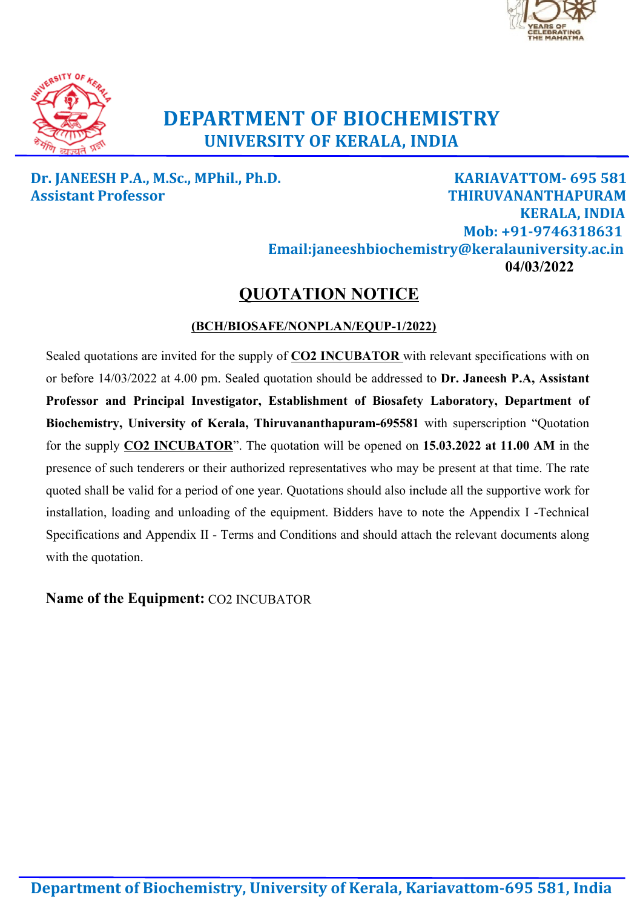# DEPARTMENT OF BIOCHEMISTRY
## UNIVERSITY OF KERALA, INDIA

**Dr. JANEESH P.A., M.Sc., MPhil., Ph.D.**
**Assistant Professor**

**KARIAVATTOM- 695 581**
**THIRUVANANTHAPURAM**
**KERALA, INDIA**
**Mob: +91-9746318631**
**Email:janeeshbiochemistry@keralauniversity.ac.in**
**04/03/2022**

## QUOTATION NOTICE

**(BCH/BIOSAFE/NONPLAN/EQUP-1/2022)**

Sealed quotations are invited for the supply of **CO2 INCUBATOR** with relevant specifications with on or before 14/03/2022 at 4.00 pm. Sealed quotation should be addressed to **Dr. Janeesh P.A, Assistant Professor and Principal Investigator, Establishment of Biosafety Laboratory, Department of Biochemistry, University of Kerala, Thiruvananthapuram-695581** with superscription "Quotation for the supply **CO2 INCUBATOR**". The quotation will be opened on **15.03.2022 at 11.00 AM** in the presence of such tenderers or their authorized representatives who may be present at that time. The rate quoted shall be valid for a period of one year. Quotations should also include all the supportive work for installation, loading and unloading of the equipment. Bidders have to note the Appendix I -Technical Specifications and Appendix II - Terms and Conditions and should attach the relevant documents along with the quotation.

**Name of the Equipment:** CO2 INCUBATOR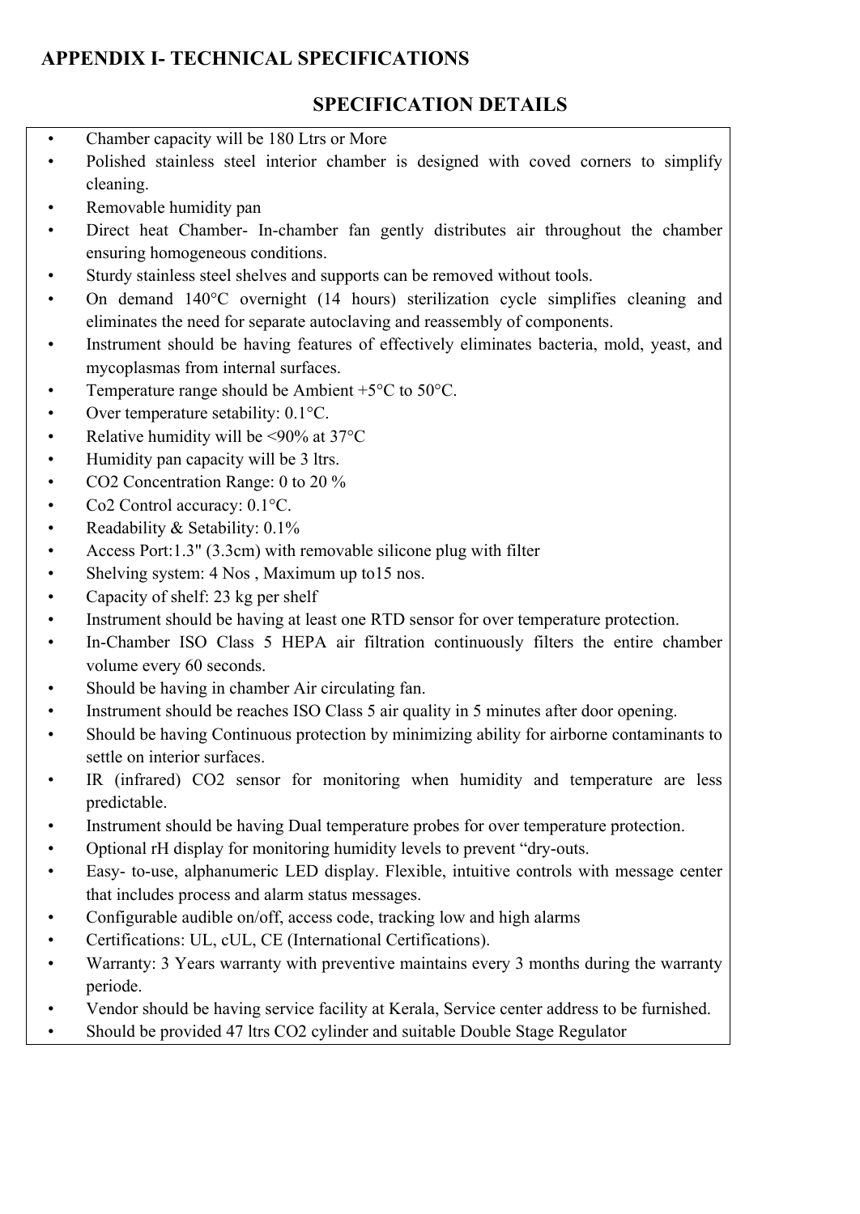# APPENDIX I- TECHNICAL SPECIFICATIONS

## SPECIFICATION DETAILS

- Chamber capacity will be 180 Ltrs or More
- Polished stainless steel interior chamber is designed with coved corners to simplify cleaning.
- Removable humidity pan
- Direct heat Chamber- In-chamber fan gently distributes air throughout the chamber ensuring homogeneous conditions.
- Sturdy stainless steel shelves and supports can be removed without tools.
- On demand 140°C overnight (14 hours) sterilization cycle simplifies cleaning and eliminates the need for separate autoclaving and reassembly of components.
- Instrument should be having features of effectively eliminates bacteria, mold, yeast, and mycoplasmas from internal surfaces.
- Temperature range should be Ambient +5°C to 50°C.
- Over temperature setability: 0.1°C.
- Relative humidity will be <90% at 37°C
- Humidity pan capacity will be 3 ltrs.
- $CO_2$ Concentration Range: 0 to 20 %
- Co2 Control accuracy: 0.1°C.
- Readability & Setability: 0.1%
- Access Port:1.3" (3.3cm) with removable silicone plug with filter
- Shelving system: 4 Nos , Maximum up to15 nos.
- Capacity of shelf: 23 kg per shelf
- Instrument should be having at least one RTD sensor for over temperature protection.
- In-Chamber ISO Class 5 HEPA air filtration continuously filters the entire chamber volume every 60 seconds.
- Should be having in chamber Air circulating fan.
- Instrument should be reaches ISO Class 5 air quality in 5 minutes after door opening.
- Should be having Continuous protection by minimizing ability for airborne contaminants to settle on interior surfaces.
- IR (infrared) $CO_2$ sensor for monitoring when humidity and temperature are less predictable.
- Instrument should be having Dual temperature probes for over temperature protection.
- Optional rH display for monitoring humidity levels to prevent "dry-outs.
- Easy- to-use, alphanumeric LED display. Flexible, intuitive controls with message center that includes process and alarm status messages.
- Configurable audible on/off, access code, tracking low and high alarms
- Certifications: UL, cUL, CE (International Certifications).
- Warranty: 3 Years warranty with preventive maintains every 3 months during the warranty periode.
- Vendor should be having service facility at Kerala, Service center address to be furnished.
- Should be provided 47 ltrs $CO_2$ cylinder and suitable Double Stage Regulator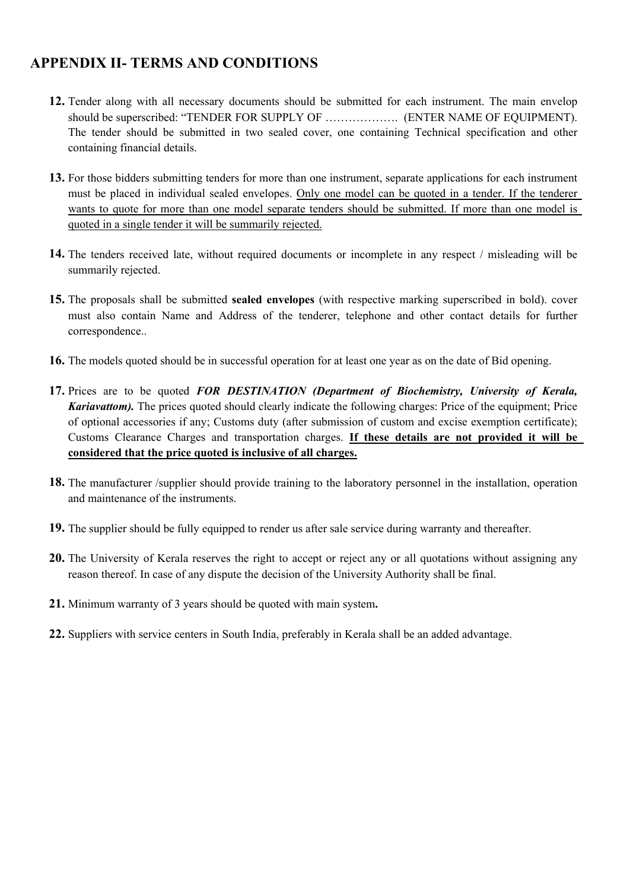## APPENDIX II- TERMS AND CONDITIONS

12. Tender along with all necessary documents should be submitted for each instrument. The main envelop should be superscribed: "TENDER FOR SUPPLY OF ………………. (ENTER NAME OF EQUIPMENT). The tender should be submitted in two sealed cover, one containing Technical specification and other containing financial details.

13. For those bidders submitting tenders for more than one instrument, separate applications for each instrument must be placed in individual sealed envelopes. <u>Only one model can be quoted in a tender. If the tenderer wants to quote for more than one model separate tenders should be submitted. If more than one model is quoted in a single tender it will be summarily rejected.</u>

14. The tenders received late, without required documents or incomplete in any respect / misleading will be summarily rejected.

15. The proposals shall be submitted **sealed envelopes** (with respective marking superscribed in bold). cover must also contain Name and Address of the tenderer, telephone and other contact details for further correspondence..

16. The models quoted should be in successful operation for at least one year as on the date of Bid opening.

17. Prices are to be quoted ***FOR DESTINATION (Department of Biochemistry, University of Kerala, Kariavattom).*** The prices quoted should clearly indicate the following charges: Price of the equipment; Price of optional accessories if any; Customs duty (after submission of custom and excise exemption certificate); Customs Clearance Charges and transportation charges. **<u>If these details are not provided it will be considered that the price quoted is inclusive of all charges.</u>**

18. The manufacturer /supplier should provide training to the laboratory personnel in the installation, operation and maintenance of the instruments.

19. The supplier should be fully equipped to render us after sale service during warranty and thereafter.

20. The University of Kerala reserves the right to accept or reject any or all quotations without assigning any reason thereof. In case of any dispute the decision of the University Authority shall be final.

21. Minimum warranty of 3 years should be quoted with main system**.**

22. Suppliers with service centers in South India, preferably in Kerala shall be an added advantage.